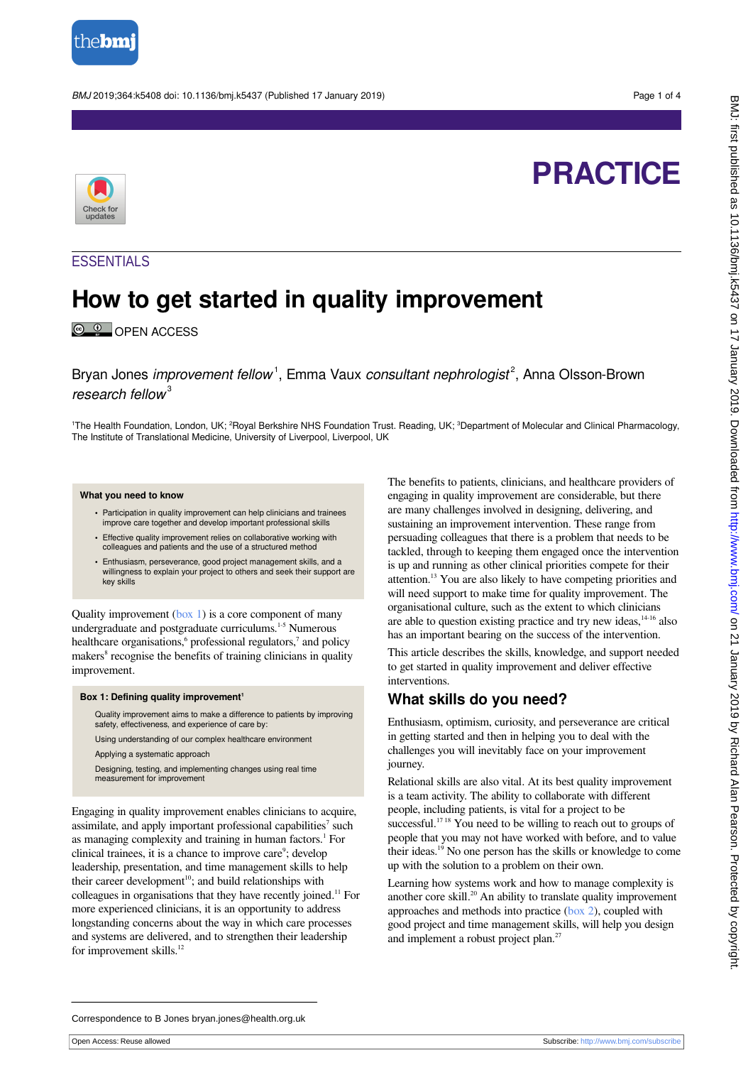PRACTICE

ESSENTIALS

# How to get started in quality improvement

OPEN ACCESS

Bryan Jones *improvement fellow*[1], Emma Vaux *consultant nephrologist*[2], Anna Olsson-Brown *research fellow*[3]

[1]The Health Foundation, London, UK; [2]Royal Berkshire NHS Foundation Trust. Reading, UK; [3]Department of Molecular and Clinical Pharmacology, The Institute of Translational Medicine, University of Liverpool, Liverpool, UK

> **What you need to know**
>
> - Participation in quality improvement can help clinicians and trainees improve care together and develop important professional skills
> - Effective quality improvement relies on collaborative working with colleagues and patients and the use of a structured method
> - Enthusiasm, perseverance, good project management skills, and a willingness to explain your project to others and seek their support are key skills

Quality improvement (box 1) is a core component of many undergraduate and postgraduate curriculums.[1-5] Numerous healthcare organisations,[6] professional regulators,[7] and policy makers[8] recognise the benefits of training clinicians in quality improvement.

> **Box 1: Defining quality improvement[1]**
>
> Quality improvement aims to make a difference to patients by improving safety, effectiveness, and experience of care by:
>
> Using understanding of our complex healthcare environment
>
> Applying a systematic approach
>
> Designing, testing, and implementing changes using real time measurement for improvement

Engaging in quality improvement enables clinicians to acquire, assimilate, and apply important professional capabilities[7] such as managing complexity and training in human factors.[1] For clinical trainees, it is a chance to improve care[9]; develop leadership, presentation, and time management skills to help their career development[10]; and build relationships with colleagues in organisations that they have recently joined.[11] For more experienced clinicians, it is an opportunity to address longstanding concerns about the way in which care processes and systems are delivered, and to strengthen their leadership for improvement skills.[12]

The benefits to patients, clinicians, and healthcare providers of engaging in quality improvement are considerable, but there are many challenges involved in designing, delivering, and sustaining an improvement intervention. These range from persuading colleagues that there is a problem that needs to be tackled, through to keeping them engaged once the intervention is up and running as other clinical priorities compete for their attention.[13] You are also likely to have competing priorities and will need support to make time for quality improvement. The organisational culture, such as the extent to which clinicians are able to question existing practice and try new ideas,[14-16] also has an important bearing on the success of the intervention.

This article describes the skills, knowledge, and support needed to get started in quality improvement and deliver effective interventions.

## What skills do you need?

Enthusiasm, optimism, curiosity, and perseverance are critical in getting started and then in helping you to deal with the challenges you will inevitably face on your improvement journey.

Relational skills are also vital. At its best quality improvement is a team activity. The ability to collaborate with different people, including patients, is vital for a project to be successful.[17 18] You need to be willing to reach out to groups of people that you may not have worked with before, and to value their ideas.[19] No one person has the skills or knowledge to come up with the solution to a problem on their own.

Learning how systems work and how to manage complexity is another core skill.[20] An ability to translate quality improvement approaches and methods into practice (box 2), coupled with good project and time management skills, will help you design and implement a robust project plan.[27]

Correspondence to B Jones bryan.jones@health.org.uk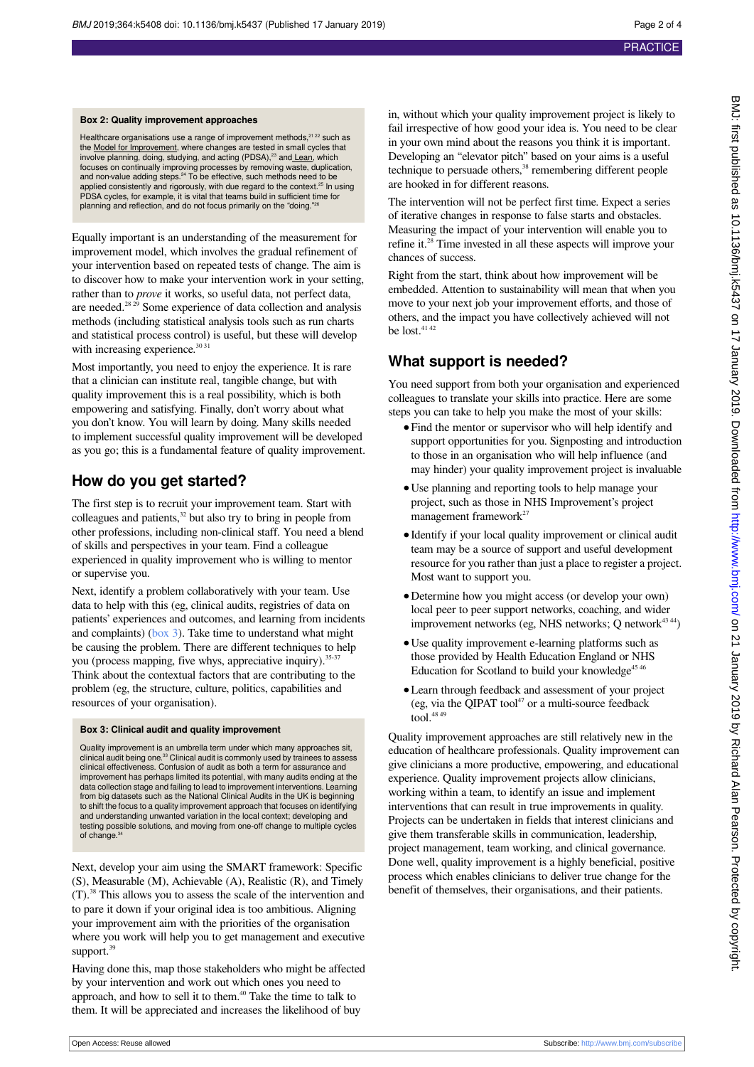**Box 2: Quality improvement approaches**

Healthcare organisations use a range of improvement methods,[21 22] such as the Model for Improvement, where changes are tested in small cycles that involve planning, doing, studying, and acting (PDSA),[23] and Lean, which focuses on continually improving processes by removing waste, duplication, and non-value adding steps.[24] To be effective, such methods need to be applied consistently and rigorously, with due regard to the context.[25] In using PDSA cycles, for example, it is vital that teams build in sufficient time for planning and reflection, and do not focus primarily on the "doing."[26]

Equally important is an understanding of the measurement for improvement model, which involves the gradual refinement of your intervention based on repeated tests of change. The aim is to discover how to make your intervention work in your setting, rather than to *prove* it works, so useful data, not perfect data, are needed.[28 29] Some experience of data collection and analysis methods (including statistical analysis tools such as run charts and statistical process control) is useful, but these will develop with increasing experience.[30 31]

Most importantly, you need to enjoy the experience. It is rare that a clinician can institute real, tangible change, but with quality improvement this is a real possibility, which is both empowering and satisfying. Finally, don't worry about what you don't know. You will learn by doing. Many skills needed to implement successful quality improvement will be developed as you go; this is a fundamental feature of quality improvement.

## How do you get started?

The first step is to recruit your improvement team. Start with colleagues and patients,[32] but also try to bring in people from other professions, including non-clinical staff. You need a blend of skills and perspectives in your team. Find a colleague experienced in quality improvement who is willing to mentor or supervise you.

Next, identify a problem collaboratively with your team. Use data to help with this (eg, clinical audits, registries of data on patients' experiences and outcomes, and learning from incidents and complaints) (box 3). Take time to understand what might be causing the problem. There are different techniques to help you (process mapping, five whys, appreciative inquiry).[35-37] Think about the contextual factors that are contributing to the problem (eg, the structure, culture, politics, capabilities and resources of your organisation).

**Box 3: Clinical audit and quality improvement**

Quality improvement is an umbrella term under which many approaches sit, clinical audit being one.[33] Clinical audit is commonly used by trainees to assess clinical effectiveness. Confusion of audit as both a term for assurance and improvement has perhaps limited its potential, with many audits ending at the data collection stage and failing to lead to improvement interventions. Learning from big datasets such as the National Clinical Audits in the UK is beginning to shift the focus to a quality improvement approach that focuses on identifying and understanding unwanted variation in the local context; developing and testing possible solutions, and moving from one-off change to multiple cycles of change.[34]

Next, develop your aim using the SMART framework: Specific (S), Measurable (M), Achievable (A), Realistic (R), and Timely (T).[38] This allows you to assess the scale of the intervention and to pare it down if your original idea is too ambitious. Aligning your improvement aim with the priorities of the organisation where you work will help you to get management and executive support.[39]

Having done this, map those stakeholders who might be affected by your intervention and work out which ones you need to approach, and how to sell it to them.[40] Take the time to talk to them. It will be appreciated and increases the likelihood of buy in, without which your quality improvement project is likely to fail irrespective of how good your idea is. You need to be clear in your own mind about the reasons you think it is important. Developing an "elevator pitch" based on your aims is a useful technique to persuade others,[38] remembering different people are hooked in for different reasons.

The intervention will not be perfect first time. Expect a series of iterative changes in response to false starts and obstacles. Measuring the impact of your intervention will enable you to refine it.[28] Time invested in all these aspects will improve your chances of success.

Right from the start, think about how improvement will be embedded. Attention to sustainability will mean that when you move to your next job your improvement efforts, and those of others, and the impact you have collectively achieved will not be lost.[41 42]

## What support is needed?

You need support from both your organisation and experienced colleagues to translate your skills into practice. Here are some steps you can take to help you make the most of your skills:

- Find the mentor or supervisor who will help identify and support opportunities for you. Signposting and introduction to those in an organisation who will help influence (and may hinder) your quality improvement project is invaluable
- Use planning and reporting tools to help manage your project, such as those in NHS Improvement's project management framework[27]
- Identify if your local quality improvement or clinical audit team may be a source of support and useful development resource for you rather than just a place to register a project. Most want to support you.
- Determine how you might access (or develop your own) local peer to peer support networks, coaching, and wider improvement networks (eg, NHS networks; Q network[43 44])
- Use quality improvement e-learning platforms such as those provided by Health Education England or NHS Education for Scotland to build your knowledge[45 46]
- Learn through feedback and assessment of your project (eg, via the QIPAT tool[47] or a multi-source feedback tool.[48 49]

Quality improvement approaches are still relatively new in the education of healthcare professionals. Quality improvement can give clinicians a more productive, empowering, and educational experience. Quality improvement projects allow clinicians, working within a team, to identify an issue and implement interventions that can result in true improvements in quality. Projects can be undertaken in fields that interest clinicians and give them transferable skills in communication, leadership, project management, team working, and clinical governance. Done well, quality improvement is a highly beneficial, positive process which enables clinicians to deliver true change for the benefit of themselves, their organisations, and their patients.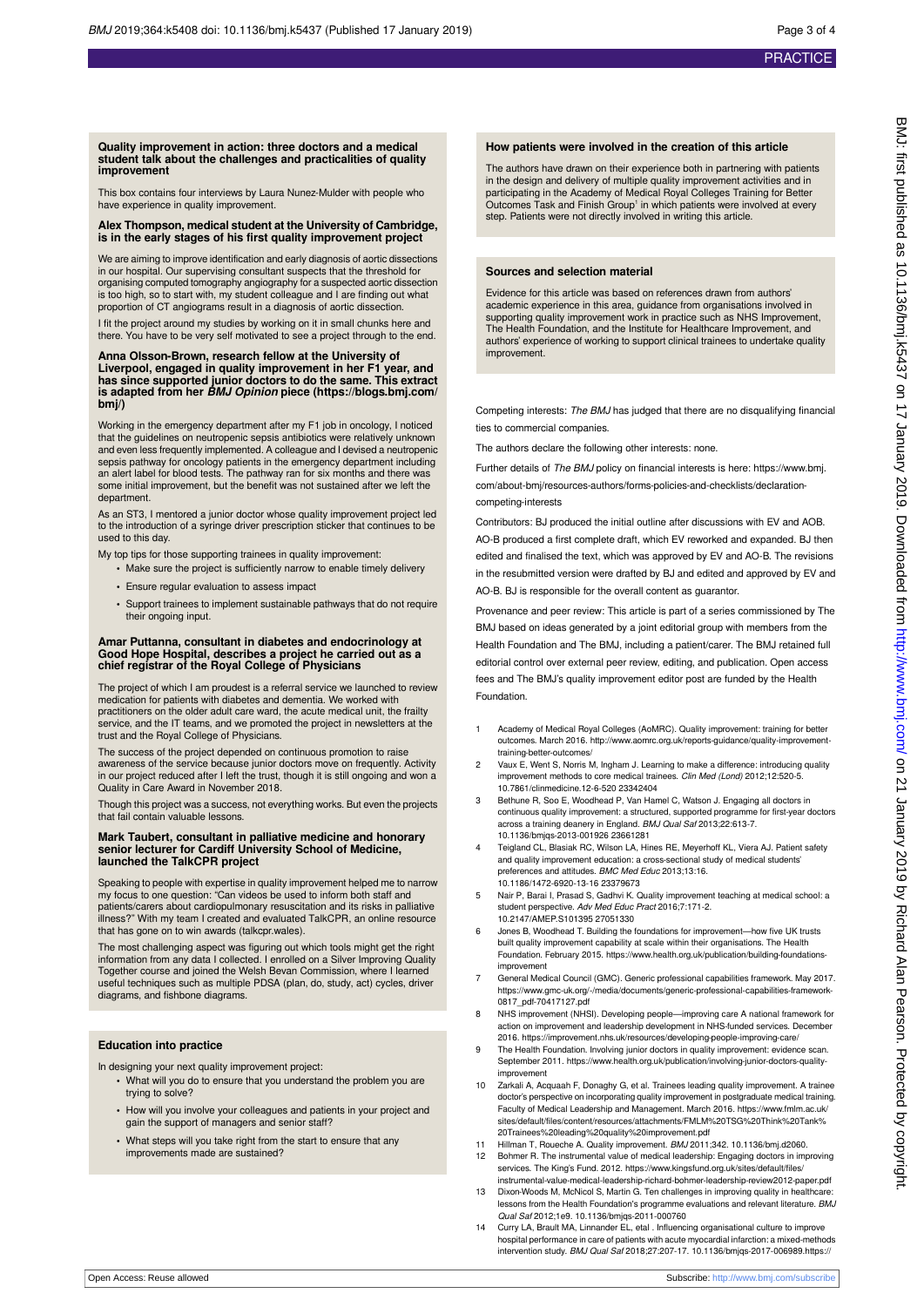## Quality improvement in action: three doctors and a medical student talk about the challenges and practicalities of quality improvement

This box contains four interviews by Laura Nunez-Mulder with people who have experience in quality improvement.

### Alex Thompson, medical student at the University of Cambridge, is in the early stages of his first quality improvement project

We are aiming to improve identification and early diagnosis of aortic dissections in our hospital. Our supervising consultant suspects that the threshold for organising computed tomography angiography for a suspected aortic dissection is too high, so to start with, my student colleague and I are finding out what proportion of CT angiograms result in a diagnosis of aortic dissection.

I fit the project around my studies by working on it in small chunks here and there. You have to be very self motivated to see a project through to the end.

### Anna Olsson-Brown, research fellow at the University of Liverpool, engaged in quality improvement in her F1 year, and has since supported junior doctors to do the same. This extract is adapted from her *BMJ Opinion* piece (https://blogs.bmj.com/bmj/)

Working in the emergency department after my F1 job in oncology, I noticed that the guidelines on neutropenic sepsis antibiotics were relatively unknown and even less frequently implemented. A colleague and I devised a neutropenic sepsis pathway for oncology patients in the emergency department including an alert label for blood tests. The pathway ran for six months and there was some initial improvement, but the benefit was not sustained after we left the department.

As an ST3, I mentored a junior doctor whose quality improvement project led to the introduction of a syringe driver prescription sticker that continues to be used to this day.

My top tips for those supporting trainees in quality improvement:

- Make sure the project is sufficiently narrow to enable timely delivery
- Ensure regular evaluation to assess impact
- Support trainees to implement sustainable pathways that do not require their ongoing input.

### Amar Puttanna, consultant in diabetes and endocrinology at Good Hope Hospital, describes a project he carried out as a chief registrar of the Royal College of Physicians

The project of which I am proudest is a referral service we launched to review medication for patients with diabetes and dementia. We worked with practitioners on the older adult care ward, the acute medical unit, the frailty service, and the IT teams, and we promoted the project in newsletters at the trust and the Royal College of Physicians.

The success of the project depended on continuous promotion to raise awareness of the service because junior doctors move on frequently. Activity in our project reduced after I left the trust, though it is still ongoing and won a Quality in Care Award in November 2018.

Though this project was a success, not everything works. But even the projects that fail contain valuable lessons.

### Mark Taubert, consultant in palliative medicine and honorary senior lecturer for Cardiff University School of Medicine, launched the TalkCPR project

Speaking to people with expertise in quality improvement helped me to narrow my focus to one question: "Can videos be used to inform both staff and patients/carers about cardiopulmonary resuscitation and its risks in palliative illness?" With my team I created and evaluated TalkCPR, an online resource that has gone on to win awards (talkcpr.wales).

The most challenging aspect was figuring out which tools might get the right information from any data I collected. I enrolled on a Silver Improving Quality Together course and joined the Welsh Bevan Commission, where I learned useful techniques such as multiple PDSA (plan, do, study, act) cycles, driver diagrams, and fishbone diagrams.

## Education into practice

In designing your next quality improvement project:

- What will you do to ensure that you understand the problem you are trying to solve?
- How will you involve your colleagues and patients in your project and gain the support of managers and senior staff?
- What steps will you take right from the start to ensure that any improvements made are sustained?

## How patients were involved in the creation of this article

The authors have drawn on their experience both in partnering with patients in the design and delivery of multiple quality improvement activities and in participating in the Academy of Medical Royal Colleges Training for Better Outcomes Task and Finish Group[1] in which patients were involved at every step. Patients were not directly involved in writing this article.

## Sources and selection material

Evidence for this article was based on references drawn from authors' academic experience in this area, guidance from organisations involved in supporting quality improvement work in practice such as NHS Improvement, The Health Foundation, and the Institute for Healthcare Improvement, and authors' experience of working to support clinical trainees to undertake quality improvement.

Competing interests: *The BMJ* has judged that there are no disqualifying financial ties to commercial companies.

The authors declare the following other interests: none.

Further details of *The BMJ* policy on financial interests is here: https://www.bmj.com/about-bmj/resources-authors/forms-policies-and-checklists/declaration-competing-interests

Contributors: BJ produced the initial outline after discussions with EV and AOB. AO-B produced a first complete draft, which EV reworked and expanded. BJ then edited and finalised the text, which was approved by EV and AO-B. The revisions in the resubmitted version were drafted by BJ and edited and approved by EV and AO-B. BJ is responsible for the overall content as guarantor.

Provenance and peer review: This article is part of a series commissioned by The BMJ based on ideas generated by a joint editorial group with members from the Health Foundation and The BMJ, including a patient/carer. The BMJ retained full editorial control over external peer review, editing, and publication. Open access fees and The BMJ's quality improvement editor post are funded by the Health Foundation.

1. Academy of Medical Royal Colleges (AoMRC). Quality improvement: training for better outcomes. March 2016. http://www.aomrc.org.uk/reports-guidance/quality-improvement-training-better-outcomes/
2. Vaux E, Went S, Norris M, Ingham J. Learning to make a difference: introducing quality improvement methods to core medical trainees. *Clin Med (Lond)* 2012;12:520-5. 10.7861/clinmedicine.12-6-520 23342404
3. Bethune R, Soo E, Woodhead P, Van Hamel C, Watson J. Engaging all doctors in continuous quality improvement: a structured, supported programme for first-year doctors across a training deanery in England. *BMJ Qual Saf* 2013;22:613-7. 10.1136/bmjqs-2013-001926 23661281
4. Teigland CL, Blasiak RC, Wilson LA, Hines RE, Meyerhoff KL, Viera AJ. Patient safety and quality improvement education: a cross-sectional study of medical students' preferences and attitudes. *BMC Med Educ* 2013;13:16. 10.1186/1472-6920-13-16 23379673
5. Nair P, Barai I, Prasad S, Gadhvi K. Quality improvement teaching at medical school: a student perspective. *Adv Med Educ Pract* 2016;7:171-2. 10.2147/AMEP.S101395 27051330
6. Jones B, Woodhead T. Building the foundations for improvement—how five UK trusts built quality improvement capability at scale within their organisations. The Health Foundation. February 2015. https://www.health.org.uk/publication/building-foundations-improvement
7. General Medical Council (GMC). Generic professional capabilities framework. May 2017. https://www.gmc-uk.org/-/media/documents/generic-professional-capabilities-framework-0817_pdf-70417127.pdf
8. NHS improvement (NHSI). Developing people—improving care A national framework for action on improvement and leadership development in NHS-funded services. December 2016. https://improvement.nhs.uk/resources/developing-people-improving-care/
9. The Health Foundation. Involving junior doctors in quality improvement: evidence scan. September 2011. https://www.health.org.uk/publication/involving-junior-doctors-quality-improvement
10. Zarkali A, Acquaah F, Donaghy G, et al. Trainees leading quality improvement. A trainee doctor's perspective on incorporating quality improvement in postgraduate medical training. Faculty of Medical Leadership and Management. March 2016. https://www.fmlm.ac.uk/sites/default/files/content/resources/attachments/FMLM%20TSG%20Think%20Tank%20Trainees%20leading%20quality%20improvement.pdf
11. Hillman T, Roueche A. Quality improvement. *BMJ* 2011;342. 10.1136/bmj.d2060.
12. Bohmer R. The instrumental value of medical leadership: Engaging doctors in improving services. The King's Fund. 2012. https://www.kingsfund.org.uk/sites/default/files/instrumental-value-medical-leadership-richard-bohmer-leadership-review2012-paper.pdf
13. Dixon-Woods M, McNicol S, Martin G. Ten challenges in improving quality in healthcare: lessons from the Health Foundation's programme evaluations and relevant literature. *BMJ Qual Saf* 2012;1e9. 10.1136/bmjqs-2011-000760
14. Curry LA, Brault MA, Linnander EL, etal . Influencing organisational culture to improve hospital performance in care of patients with acute myocardial infarction: a mixed-methods intervention study. *BMJ Qual Saf* 2018;27:207-17. 10.1136/bmjqs-2017-006989.https://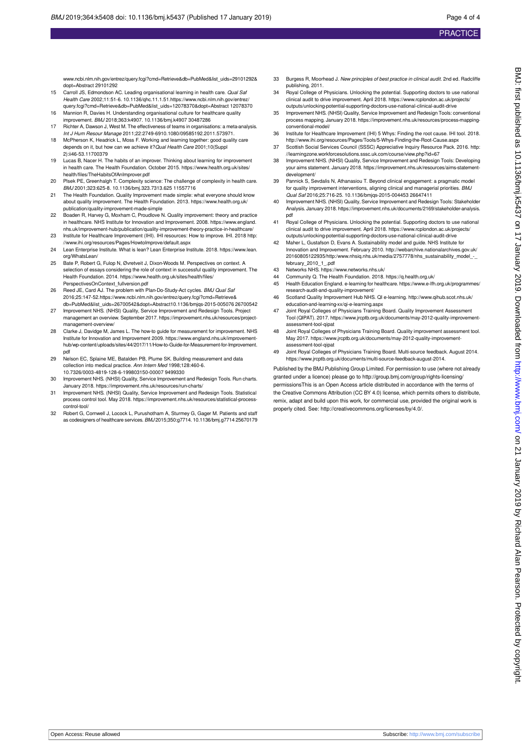www.ncbi.nlm.nih.gov/entrez/query.fcgi?cmd=Retrieve&db=PubMed&list_uids=29101292&dopt=Abstract 29101292

15 Carroll JS, Edmondson AC. Leading organisational learning in health care. *Qual Saf Health Care* 2002;11:51-6. 10.1136/qhc.11.1.51.https://www.ncbi.nlm.nih.gov/entrez/query.fcgi?cmd=Retrieve&db=PubMed&list_uids=12078370&dopt=Abstract 12078370
16 Mannion R, Davies H. Understanding organisational culture for healthcare quality improvement. *BMJ* 2018;363:k4907. 10.1136/bmj.k4907 30487286
17 Richter A, Dawson J, West M. The effectiveness of teams in organisations: a meta-analysis. *Int J Hum Resour Manage* 2011;22:2749-6910.1080/09585192.2011.573971.
18 McPherson K, Headrick L, Moss F. Working and learning together: good quality care depends on it, but how can we achieve it?*Qual Health Care* 2001;10(Suppl 2):ii46-53.11700379
19 Lucas B, Nacer H. The habits of an improver. Thinking about learning for improvement in health care. The Health Foundation. October 2015. https://www.health.org.uk/sites/health/files/TheHabitsOfAnImprover.pdf
20 Plsek PE, Greenhalgh T. Complexity science: The challenge of complexity in health care. *BMJ* 2001;323:625-8. 10.1136/bmj.323.7313.625 11557716
21 The Health Foundation. Quality Improvement made simple: what everyone should know about quality improvement. The Health Foundation. 2013. https://www.health.org.uk/publication/quality-improvement-made-simple
22 Boaden R, Harvey G, Moxham C, Proudlove N. Quality improvement: theory and practice in healthcare. NHS Institute for Innovation and Improvement. 2008. https://www.england.nhs.uk/improvement-hub/publication/quality-improvement-theory-practice-in-healthcare/
23 Institute for Healthcare Improvement (IHI). IHI resources: How to improve. IHI. 2018 http://www.ihi.org/resources/Pages/HowtoImprove/default.aspx
24 Lean Enterprise Institute. What is lean? Lean Enterprise Institute. 2018. https://www.lean.org/WhatsLean/
25 Bate P, Robert G, Fulop N, Øvretveit J, Dixon-Woods M. Perspectives on context. A selection of essays considering the role of context in successful quality improvement. The Health Foundation. 2014. https://www.health.org.uk/sites/health/files/PerspectivesOnContext_fullversion.pdf
26 Reed JE, Card AJ. The problem with Plan-Do-Study-Act cycles. *BMJ Qual Saf* 2016;25:147-52.https://www.ncbi.nlm.nih.gov/entrez/query.fcgi?cmd=Retrieve&db=PubMed&list_uids=26700542&dopt=Abstract10.1136/bmjqs-2015-005076 26700542
27 Improvement NHS. (NHSI) Quality, Service Improvement and Redesign Tools. Project management an overview. September 2017. https://improvement.nhs.uk/resources/project-management-overview/
28 Clarke J, Davidge M, James L. The how-to guide for measurement for improvement. NHS Institute for Innovation and Improvement 2009. https://www.england.nhs.uk/improvement-hub/wp-content/uploads/sites/44/2017/11/How-to-Guide-for-Measurement-for-Improvement.pdf
29 Nelson EC, Splaine ME, Batalden PB, Plume SK. Building measurement and data collection into medical practice. *Ann Intern Med* 1998;128:460-6. 10.7326/0003-4819-128-6-199803150-00007 9499330
30 Improvement NHS. (NHSI) Quality, Service Improvement and Redesign Tools. Run charts. January 2018. https://improvement.nhs.uk/resources/run-charts/
31 Improvement NHS. (NHSI) Quality, Service Improvement and Redesign Tools. Statistical process control tool. May 2018. https://improvement.nhs.uk/resources/statistical-process-control-tool/
32 Robert G, Cornwell J, Locock L, Purushotham A, Sturmey G, Gager M. Patients and staff as codesigners of healthcare services. *BMJ* 2015;350:g7714. 10.1136/bmj.g7714 25670179
33 Burgess R, Moorhead J. *New principles of best practice in clinical audit.* 2nd ed. Radcliffe publishing, 2011.
34 Royal College of Physicians. Unlocking the potential. Supporting doctors to use national clinical audit to drive improvement. April 2018. https://www.rcplondon.ac.uk/projects/outputs/unlocking-potential-supporting-doctors-use-national-clinical-audit-drive
35 Improvement NHS. (NHSI) Quality, Service Improvement and Redesign Tools: conventional process mapping. January 2018. https://improvement.nhs.uk/resources/process-mapping-conventional-model/
36 Institute for Healthcare Improvement (IHI) 5 Whys: Finding the root cause. IHI tool. 2018. http://www.ihi.org/resources/Pages/Tools/5-Whys-Finding-the-Root-Cause.aspx
37 Scottish Social Services Council (SSSC) Appreciative Inquiry Resource Pack. 2016. http://learningzone.workforcesolutions.sssc.uk.com/course/view.php?id=67
38 Improvement NHS. (NHSI) Quality, Service Improvement and Redesign Tools: Developing your aims statement. January 2018. https://improvement.nhs.uk/resources/aims-statement-development/
39 Pannick S, Sevdalis N, Athanasiou T. Beyond clinical engagement: a pragmatic model for quality improvement interventions, aligning clinical and managerial priorities. *BMJ Qual Saf* 2016;25:716-25. 10.1136/bmjqs-2015-004453 26647411
40 Improvement NHS. (NHSI) Quality, Service Improvement and Redesign Tools: Stakeholder Analysis. January 2018. https://improvement.nhs.uk/documents/2169/stakeholder-analysis.pdf
41 Royal College of Physicians. Unlocking the potential. Supporting doctors to use national clinical audit to drive improvement. April 2018. https://www.rcplondon.ac.uk/projects/outputs/unlocking-potential-supporting-doctors-use-national-clinical-audit-drive
42 Maher L, Gustafson D, Evans A. Sustainability model and guide. NHS Institute for Innovation and Improvement. February 2010. http://webarchive.nationalarchives.gov.uk/20160805122935/http:www.nhsiq.nhs.uk/media/2757778/nhs_sustainability_model_-_february_2010_1_.pdf
43 Networks NHS. https://www.networks.nhs.uk/
44 Community Q. The Health Foundation. 2018. https://q.health.org.uk/
45 Health Education England. e-learning for healthcare. https://www.e-lfh.org.uk/programmes/research-audit-and-quality-improvement/
46 Scotland Quality Improvement Hub NHS. QI e-learning. http://www.qihub.scot.nhs.uk/education-and-learning-xx/qi-e-learning.aspx
47 Joint Royal Colleges of Physicians Training Board. Quality Improvement Assessment Tool (QIPAT). 2017. https://www.jrcptb.org.uk/documents/may-2012-quality-improvement-assessment-tool-qipat
48 Joint Royal Colleges of Physicians Training Board. Quality improvement assessment tool. May 2017. https://www.jrcptb.org.uk/documents/may-2012-quality-improvement-assessment-tool-qipat
49 Joint Royal Colleges of Physicians Training Board. Multi-source feedback. August 2014. https://www.jrcptb.org.uk/documents/multi-source-feedback-august-2014.

Published by the BMJ Publishing Group Limited. For permission to use (where not already granted under a licence) please go to http://group.bmj.com/group/rights-licensing/permissionsThis is an Open Access article distributed in accordance with the terms of the Creative Commons Attribution (CC BY 4.0) license, which permits others to distribute, remix, adapt and build upon this work, for commercial use, provided the original work is properly cited. See: http://creativecommons.org/licenses/by/4.0/.